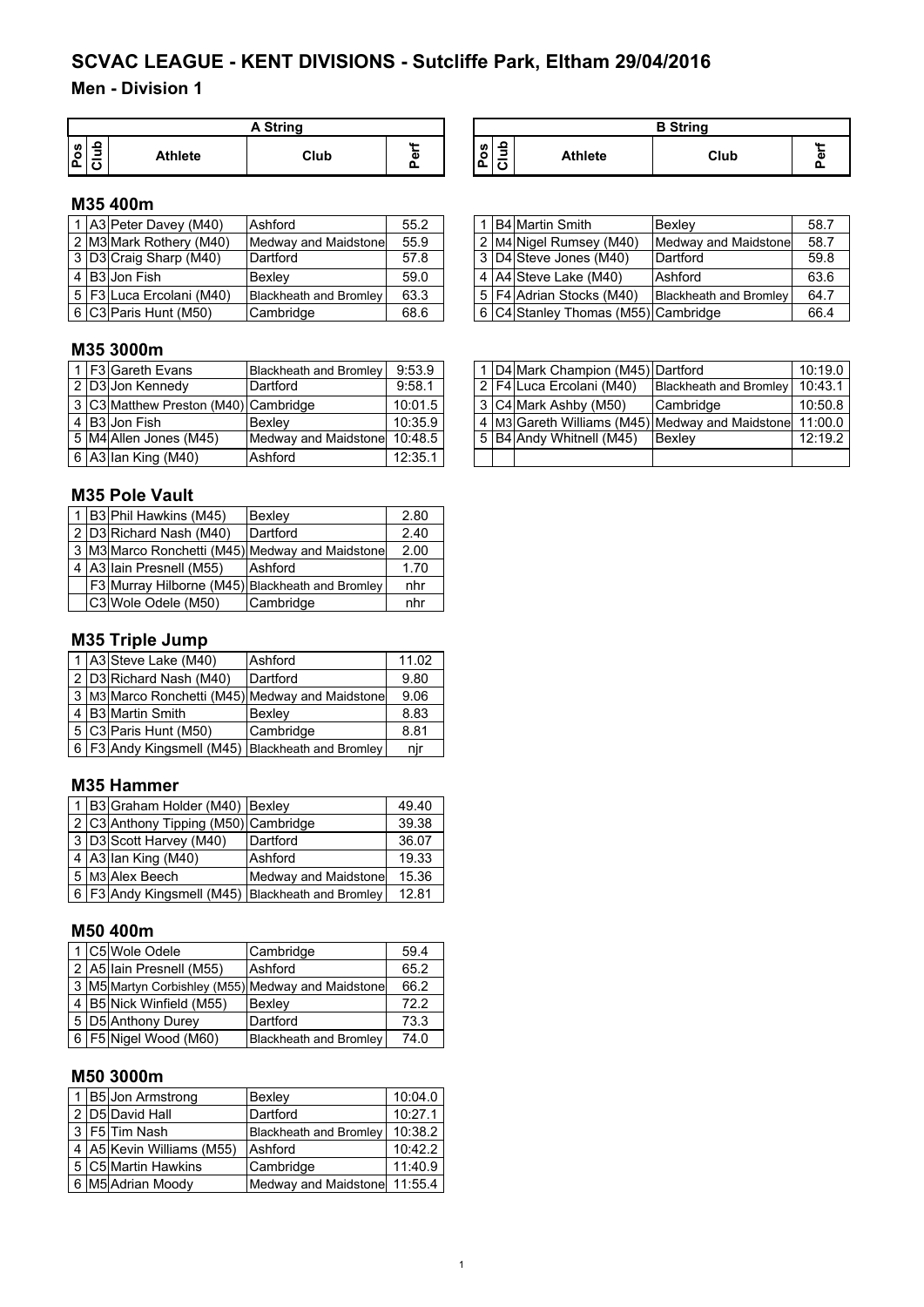# SCVAC LEAGUE - KENT DIVISIONS - Sutcliffe Park, Eltham 29/04/2016

## Men - Division 1

### M35 400m

| Pos | Club | Athlete (A String) | Club | Perf | Pos | Club | Athlete (B String) | Club | Perf |
|---|---|---|---|---|---|---|---|---|---|
| 1 | A3 | Peter Davey (M40) | Ashford | 55.2 | 1 | B4 | Martin Smith | Bexley | 58.7 |
| 2 | M3 | Mark Rothery (M40) | Medway and Maidstone | 55.9 | 2 | M4 | Nigel Rumsey (M40) | Medway and Maidstone | 58.7 |
| 3 | D3 | Craig Sharp (M40) | Dartford | 57.8 | 3 | D4 | Steve Jones (M40) | Dartford | 59.8 |
| 4 | B3 | Jon Fish | Bexley | 59.0 | 4 | A4 | Steve Lake (M40) | Ashford | 63.6 |
| 5 | F3 | Luca Ercolani (M40) | Blackheath and Bromley | 63.3 | 5 | F4 | Adrian Stocks (M40) | Blackheath and Bromley | 64.7 |
| 6 | C3 | Paris Hunt (M50) | Cambridge | 68.6 | 6 | C4 | Stanley Thomas (M55) | Cambridge | 66.4 |

### M35 3000m

| Pos | Club | Athlete (A String) | Club | Perf | Pos | Club | Athlete (B String) | Club | Perf |
|---|---|---|---|---|---|---|---|---|---|
| 1 | F3 | Gareth Evans | Blackheath and Bromley | 9:53.9 | 1 | D4 | Mark Champion (M45) | Dartford | 10:19.0 |
| 2 | D3 | Jon Kennedy | Dartford | 9:58.1 | 2 | F4 | Luca Ercolani (M40) | Blackheath and Bromley | 10:43.1 |
| 3 | C3 | Matthew Preston (M40) | Cambridge | 10:01.5 | 3 | C4 | Mark Ashby (M50) | Cambridge | 10:50.8 |
| 4 | B3 | Jon Fish | Bexley | 10:35.9 | 4 | M3 | Gareth Williams (M45) | Medway and Maidstone | 11:00.0 |
| 5 | M4 | Allen Jones (M45) | Medway and Maidstone | 10:48.5 | 5 | B4 | Andy Whitnell (M45) | Bexley | 12:19.2 |
| 6 | A3 | Ian King (M40) | Ashford | 12:35.1 | | | | | |

### M35 Pole Vault

| Pos | Club | Athlete | Club | Perf |
|---|---|---|---|---|
| 1 | B3 | Phil Hawkins (M45) | Bexley | 2.80 |
| 2 | D3 | Richard Nash (M40) | Dartford | 2.40 |
| 3 | M3 | Marco Ronchetti (M45) | Medway and Maidstone | 2.00 |
| 4 | A3 | Iain Presnell (M55) | Ashford | 1.70 |
| | F3 | Murray Hilborne (M45) | Blackheath and Bromley | nhr |
| | C3 | Wole Odele (M50) | Cambridge | nhr |

### M35 Triple Jump

| Pos | Club | Athlete | Club | Perf |
|---|---|---|---|---|
| 1 | A3 | Steve Lake (M40) | Ashford | 11.02 |
| 2 | D3 | Richard Nash (M40) | Dartford | 9.80 |
| 3 | M3 | Marco Ronchetti (M45) | Medway and Maidstone | 9.06 |
| 4 | B3 | Martin Smith | Bexley | 8.83 |
| 5 | C3 | Paris Hunt (M50) | Cambridge | 8.81 |
| 6 | F3 | Andy Kingsmell (M45) | Blackheath and Bromley | njr |

### M35 Hammer

| Pos | Club | Athlete | Club | Perf |
|---|---|---|---|---|
| 1 | B3 | Graham Holder (M40) | Bexley | 49.40 |
| 2 | C3 | Anthony Tipping (M50) | Cambridge | 39.38 |
| 3 | D3 | Scott Harvey (M40) | Dartford | 36.07 |
| 4 | A3 | Ian King (M40) | Ashford | 19.33 |
| 5 | M3 | Alex Beech | Medway and Maidstone | 15.36 |
| 6 | F3 | Andy Kingsmell (M45) | Blackheath and Bromley | 12.81 |

### M50 400m

| Pos | Club | Athlete | Club | Perf |
|---|---|---|---|---|
| 1 | C5 | Wole Odele | Cambridge | 59.4 |
| 2 | A5 | Iain Presnell (M55) | Ashford | 65.2 |
| 3 | M5 | Martyn Corbishley (M55) | Medway and Maidstone | 66.2 |
| 4 | B5 | Nick Winfield (M55) | Bexley | 72.2 |
| 5 | D5 | Anthony Durey | Dartford | 73.3 |
| 6 | F5 | Nigel Wood (M60) | Blackheath and Bromley | 74.0 |

### M50 3000m

| Pos | Club | Athlete | Club | Perf |
|---|---|---|---|---|
| 1 | B5 | Jon Armstrong | Bexley | 10:04.0 |
| 2 | D5 | David Hall | Dartford | 10:27.1 |
| 3 | F5 | Tim Nash | Blackheath and Bromley | 10:38.2 |
| 4 | A5 | Kevin Williams (M55) | Ashford | 10:42.2 |
| 5 | C5 | Martin Hawkins | Cambridge | 11:40.9 |
| 6 | M5 | Adrian Moody | Medway and Maidstone | 11:55.4 |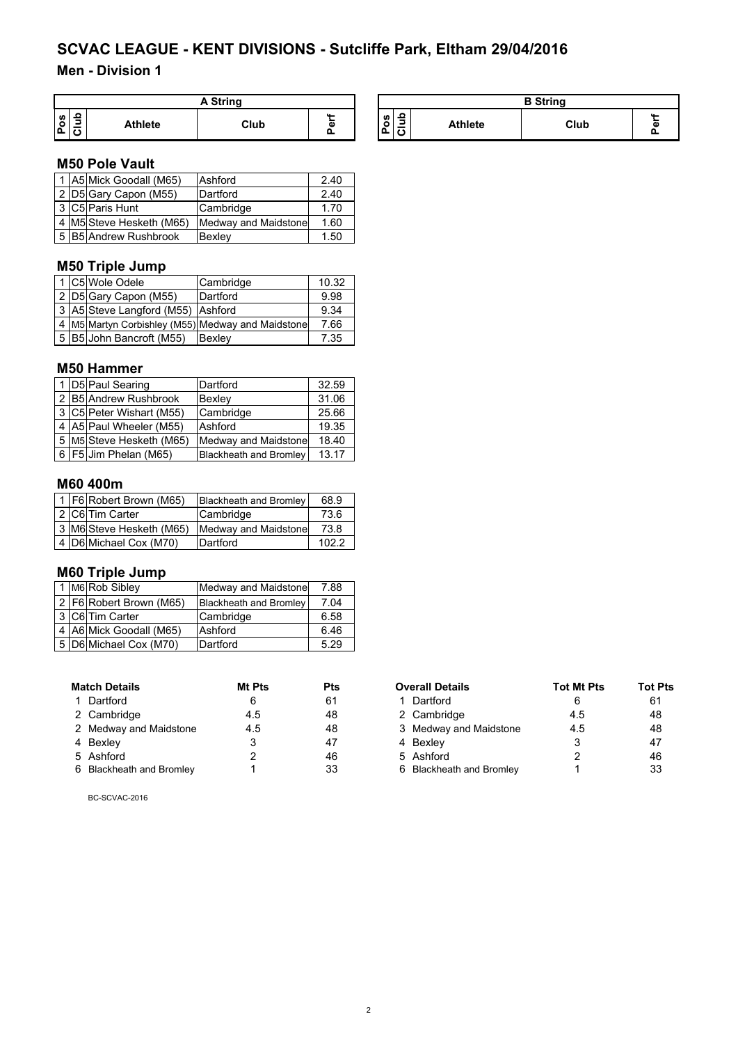# SCVAC LEAGUE - KENT DIVISIONS - Sutcliffe Park, Eltham 29/04/2016

## Men - Division 1

| A String | | | | | | B String | | | | |
|---|---|---|---|---|---|---|---|---|---|---|
| Pos | Club | Athlete | Club | Perf | | Pos | Club | Athlete | Club | Perf |

### M50 Pole Vault

| Pos | Club | Athlete | Club | Perf |
|---|---|---|---|---|
| 1 | A5 | Mick Goodall (M65) | Ashford | 2.40 |
| 2 | D5 | Gary Capon (M55) | Dartford | 2.40 |
| 3 | C5 | Paris Hunt | Cambridge | 1.70 |
| 4 | M5 | Steve Hesketh (M65) | Medway and Maidstone | 1.60 |
| 5 | B5 | Andrew Rushbrook | Bexley | 1.50 |

### M50 Triple Jump

| Pos | Club | Athlete | Club | Perf |
|---|---|---|---|---|
| 1 | C5 | Wole Odele | Cambridge | 10.32 |
| 2 | D5 | Gary Capon (M55) | Dartford | 9.98 |
| 3 | A5 | Steve Langford (M55) | Ashford | 9.34 |
| 4 | M5 | Martyn Corbishley (M55) | Medway and Maidstone | 7.66 |
| 5 | B5 | John Bancroft (M55) | Bexley | 7.35 |

### M50 Hammer

| Pos | Club | Athlete | Club | Perf |
|---|---|---|---|---|
| 1 | D5 | Paul Searing | Dartford | 32.59 |
| 2 | B5 | Andrew Rushbrook | Bexley | 31.06 |
| 3 | C5 | Peter Wishart (M55) | Cambridge | 25.66 |
| 4 | A5 | Paul Wheeler (M55) | Ashford | 19.35 |
| 5 | M5 | Steve Hesketh (M65) | Medway and Maidstone | 18.40 |
| 6 | F5 | Jim Phelan (M65) | Blackheath and Bromley | 13.17 |

### M60 400m

| Pos | Club | Athlete | Club | Perf |
|---|---|---|---|---|
| 1 | F6 | Robert Brown (M65) | Blackheath and Bromley | 68.9 |
| 2 | C6 | Tim Carter | Cambridge | 73.6 |
| 3 | M6 | Steve Hesketh (M65) | Medway and Maidstone | 73.8 |
| 4 | D6 | Michael Cox (M70) | Dartford | 102.2 |

### M60 Triple Jump

| Pos | Club | Athlete | Club | Perf |
|---|---|---|---|---|
| 1 | M6 | Rob Sibley | Medway and Maidstone | 7.88 |
| 2 | F6 | Robert Brown (M65) | Blackheath and Bromley | 7.04 |
| 3 | C6 | Tim Carter | Cambridge | 6.58 |
| 4 | A6 | Mick Goodall (M65) | Ashford | 6.46 |
| 5 | D6 | Michael Cox (M70) | Dartford | 5.29 |

| Match Details | | Mt Pts | Pts |
|---|---|---|---|
| 1 | Dartford | 6 | 61 |
| 2 | Cambridge | 4.5 | 48 |
| 2 | Medway and Maidstone | 4.5 | 48 |
| 4 | Bexley | 3 | 47 |
| 5 | Ashford | 2 | 46 |
| 6 | Blackheath and Bromley | 1 | 33 |

| Overall Details | | Tot Mt Pts | Tot Pts |
|---|---|---|---|
| 1 | Dartford | 6 | 61 |
| 2 | Cambridge | 4.5 | 48 |
| 3 | Medway and Maidstone | 4.5 | 48 |
| 4 | Bexley | 3 | 47 |
| 5 | Ashford | 2 | 46 |
| 6 | Blackheath and Bromley | 1 | 33 |

BC-SCVAC-2016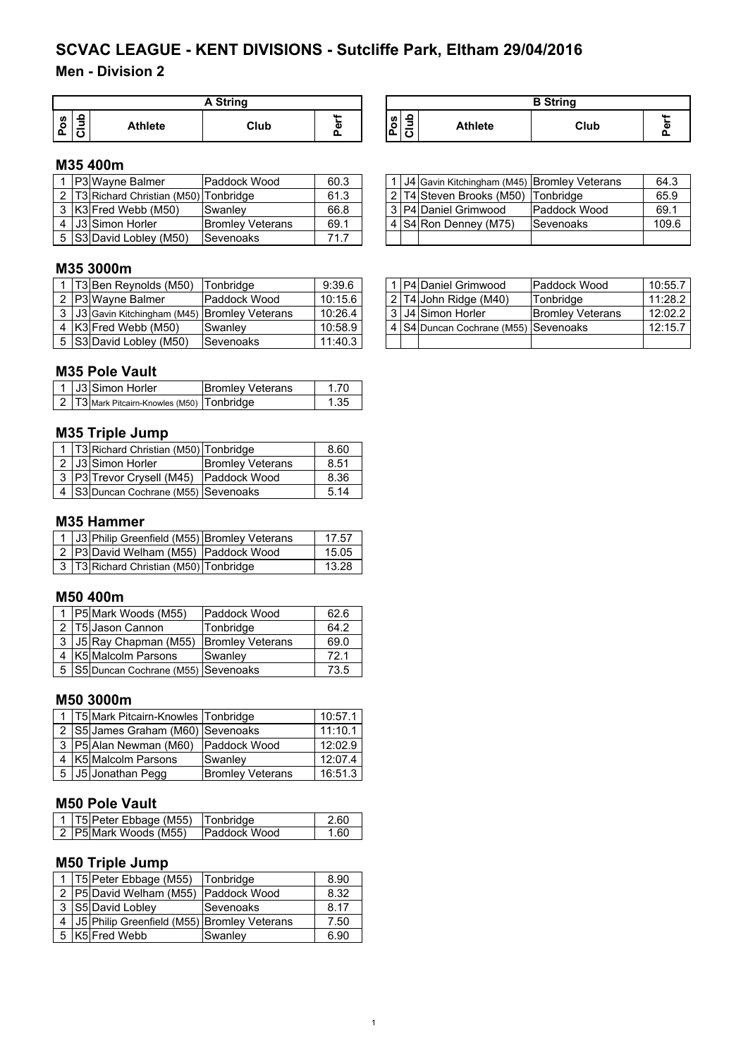# SCVAC LEAGUE - KENT DIVISIONS - Sutcliffe Park, Eltham 29/04/2016

## Men - Division 2

### M35 400m

**A String**

| Pos | Club | Athlete | Club | Perf |
|---|---|---|---|---|
| 1 | P3 | Wayne Balmer | Paddock Wood | 60.3 |
| 2 | T3 | Richard Christian (M50) | Tonbridge | 61.3 |
| 3 | K3 | Fred Webb (M50) | Swanley | 66.8 |
| 4 | J3 | Simon Horler | Bromley Veterans | 69.1 |
| 5 | S3 | David Lobley (M50) | Sevenoaks | 71.7 |

**B String**

| Pos | Club | Athlete | Club | Perf |
|---|---|---|---|---|
| 1 | J4 | Gavin Kitchingham (M45) | Bromley Veterans | 64.3 |
| 2 | T4 | Steven Brooks (M50) | Tonbridge | 65.9 |
| 3 | P4 | Daniel Grimwood | Paddock Wood | 69.1 |
| 4 | S4 | Ron Denney (M75) | Sevenoaks | 109.6 |

### M35 3000m

**A String**

| Pos | Club | Athlete | Club | Perf |
|---|---|---|---|---|
| 1 | T3 | Ben Reynolds (M50) | Tonbridge | 9:39.6 |
| 2 | P3 | Wayne Balmer | Paddock Wood | 10:15.6 |
| 3 | J3 | Gavin Kitchingham (M45) | Bromley Veterans | 10:26.4 |
| 4 | K3 | Fred Webb (M50) | Swanley | 10:58.9 |
| 5 | S3 | David Lobley (M50) | Sevenoaks | 11:40.3 |

**B String**

| Pos | Club | Athlete | Club | Perf |
|---|---|---|---|---|
| 1 | P4 | Daniel Grimwood | Paddock Wood | 10:55.7 |
| 2 | T4 | John Ridge (M40) | Tonbridge | 11:28.2 |
| 3 | J4 | Simon Horler | Bromley Veterans | 12:02.2 |
| 4 | S4 | Duncan Cochrane (M55) | Sevenoaks | 12:15.7 |

### M35 Pole Vault

| Pos | Club | Athlete | Club | Perf |
|---|---|---|---|---|
| 1 | J3 | Simon Horler | Bromley Veterans | 1.70 |
| 2 | T3 | Mark Pitcairn-Knowles (M50) | Tonbridge | 1.35 |

### M35 Triple Jump

| Pos | Club | Athlete | Club | Perf |
|---|---|---|---|---|
| 1 | T3 | Richard Christian (M50) | Tonbridge | 8.60 |
| 2 | J3 | Simon Horler | Bromley Veterans | 8.51 |
| 3 | P3 | Trevor Crysell (M45) | Paddock Wood | 8.36 |
| 4 | S3 | Duncan Cochrane (M55) | Sevenoaks | 5.14 |

### M35 Hammer

| Pos | Club | Athlete | Club | Perf |
|---|---|---|---|---|
| 1 | J3 | Philip Greenfield (M55) | Bromley Veterans | 17.57 |
| 2 | P3 | David Welham (M55) | Paddock Wood | 15.05 |
| 3 | T3 | Richard Christian (M50) | Tonbridge | 13.28 |

### M50 400m

| Pos | Club | Athlete | Club | Perf |
|---|---|---|---|---|
| 1 | P5 | Mark Woods (M55) | Paddock Wood | 62.6 |
| 2 | T5 | Jason Cannon | Tonbridge | 64.2 |
| 3 | J5 | Ray Chapman (M55) | Bromley Veterans | 69.0 |
| 4 | K5 | Malcolm Parsons | Swanley | 72.1 |
| 5 | S5 | Duncan Cochrane (M55) | Sevenoaks | 73.5 |

### M50 3000m

| Pos | Club | Athlete | Club | Perf |
|---|---|---|---|---|
| 1 | T5 | Mark Pitcairn-Knowles | Tonbridge | 10:57.1 |
| 2 | S5 | James Graham (M60) | Sevenoaks | 11:10.1 |
| 3 | P5 | Alan Newman (M60) | Paddock Wood | 12:02.9 |
| 4 | K5 | Malcolm Parsons | Swanley | 12:07.4 |
| 5 | J5 | Jonathan Pegg | Bromley Veterans | 16:51.3 |

### M50 Pole Vault

| Pos | Club | Athlete | Club | Perf |
|---|---|---|---|---|
| 1 | T5 | Peter Ebbage (M55) | Tonbridge | 2.60 |
| 2 | P5 | Mark Woods (M55) | Paddock Wood | 1.60 |

### M50 Triple Jump

| Pos | Club | Athlete | Club | Perf |
|---|---|---|---|---|
| 1 | T5 | Peter Ebbage (M55) | Tonbridge | 8.90 |
| 2 | P5 | David Welham (M55) | Paddock Wood | 8.32 |
| 3 | S5 | David Lobley | Sevenoaks | 8.17 |
| 4 | J5 | Philip Greenfield (M55) | Bromley Veterans | 7.50 |
| 5 | K5 | Fred Webb | Swanley | 6.90 |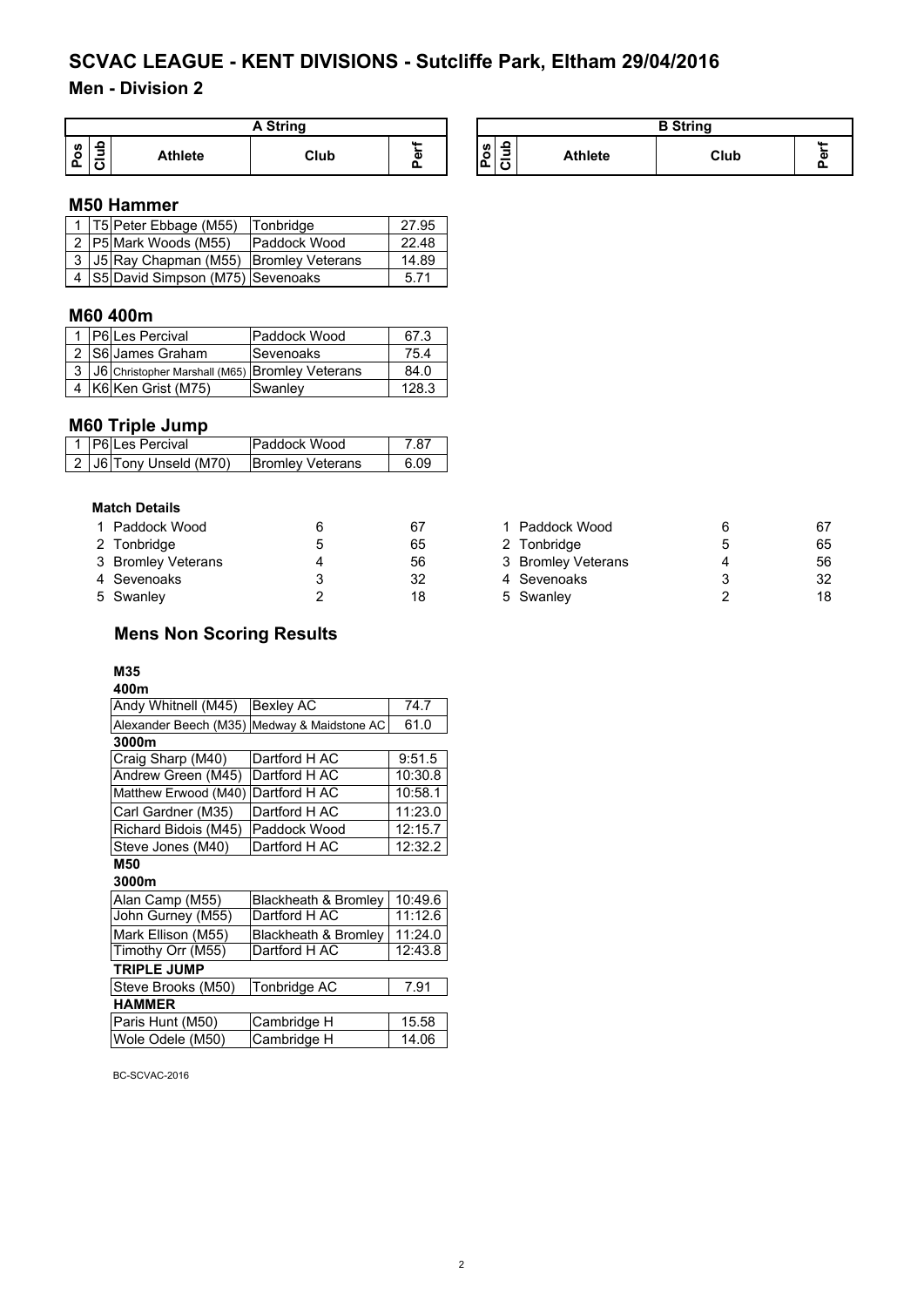# SCVAC LEAGUE - KENT DIVISIONS - Sutcliffe Park, Eltham 29/04/2016

## Men - Division 2

| A String | | | | |
|---|---|---|---|---|
| Pos | Club | Athlete | Club | Perf |

| B String | | | | |
|---|---|---|---|---|
| Pos | Club | Athlete | Club | Perf |

### M50 Hammer

| Pos | Club | Athlete | Club | Perf |
|---|---|---|---|---|
| 1 | T5 | Peter Ebbage (M55) | Tonbridge | 27.95 |
| 2 | P5 | Mark Woods (M55) | Paddock Wood | 22.48 |
| 3 | J5 | Ray Chapman (M55) | Bromley Veterans | 14.89 |
| 4 | S5 | David Simpson (M75) | Sevenoaks | 5.71 |

### M60 400m

| Pos | Club | Athlete | Club | Perf |
|---|---|---|---|---|
| 1 | P6 | Les Percival | Paddock Wood | 67.3 |
| 2 | S6 | James Graham | Sevenoaks | 75.4 |
| 3 | J6 | Christopher Marshall (M65) | Bromley Veterans | 84.0 |
| 4 | K6 | Ken Grist (M75) | Swanley | 128.3 |

### M60 Triple Jump

| Pos | Club | Athlete | Club | Perf |
|---|---|---|---|---|
| 1 | P6 | Les Percival | Paddock Wood | 7.87 |
| 2 | J6 | Tony Unseld (M70) | Bromley Veterans | 6.09 |

#### Match Details

| Pos | Club | | Points |
|---|---|---|---|
| 1 | Paddock Wood | 6 | 67 |
| 2 | Tonbridge | 5 | 65 |
| 3 | Bromley Veterans | 4 | 56 |
| 4 | Sevenoaks | 3 | 32 |
| 5 | Swanley | 2 | 18 |

| Pos | Club | | Points |
|---|---|---|---|
| 1 | Paddock Wood | 6 | 67 |
| 2 | Tonbridge | 5 | 65 |
| 3 | Bromley Veterans | 4 | 56 |
| 4 | Sevenoaks | 3 | 32 |
| 5 | Swanley | 2 | 18 |

## Mens Non Scoring Results

**M35**

**400m**

| Athlete | Club | Perf |
|---|---|---|
| Andy Whitnell (M45) | Bexley AC | 74.7 |
| Alexander Beech (M35) | Medway & Maidstone AC | 61.0 |

**3000m**

| Athlete | Club | Perf |
|---|---|---|
| Craig Sharp (M40) | Dartford H AC | 9:51.5 |
| Andrew Green (M45) | Dartford H AC | 10:30.8 |
| Matthew Erwood (M40) | Dartford H AC | 10:58.1 |
| Carl Gardner (M35) | Dartford H AC | 11:23.0 |
| Richard Bidois (M45) | Paddock Wood | 12:15.7 |
| Steve Jones (M40) | Dartford H AC | 12:32.2 |

**M50**

**3000m**

| Athlete | Club | Perf |
|---|---|---|
| Alan Camp (M55) | Blackheath & Bromley | 10:49.6 |
| John Gurney (M55) | Dartford H AC | 11:12.6 |
| Mark Ellison (M55) | Blackheath & Bromley | 11:24.0 |
| Timothy Orr (M55) | Dartford H AC | 12:43.8 |

**TRIPLE JUMP**

| Athlete | Club | Perf |
|---|---|---|
| Steve Brooks (M50) | Tonbridge AC | 7.91 |

**HAMMER**

| Athlete | Club | Perf |
|---|---|---|
| Paris Hunt (M50) | Cambridge H | 15.58 |
| Wole Odele (M50) | Cambridge H | 14.06 |

BC-SCVAC-2016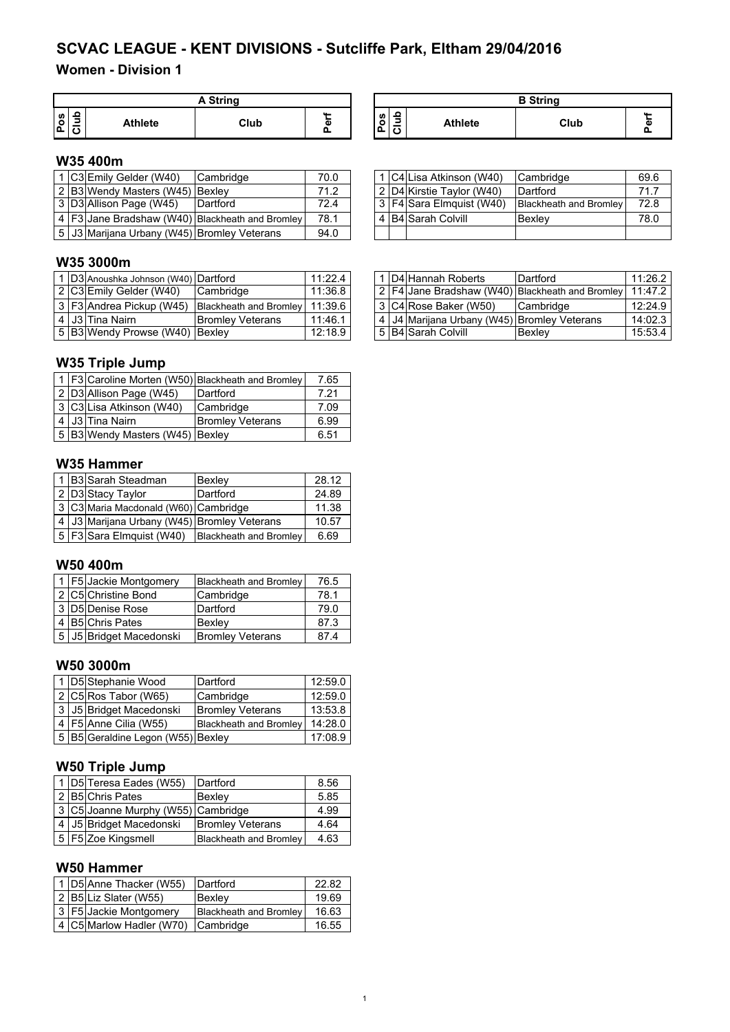# SCVAC LEAGUE - KENT DIVISIONS - Sutcliffe Park, Eltham 29/04/2016

## Women - Division 1

### W35 400m

**A String**

| Pos | Club | Athlete | Club | Perf |
|---|---|---|---|---|
| 1 | C3 | Emily Gelder (W40) | Cambridge | 70.0 |
| 2 | B3 | Wendy Masters (W45) | Bexley | 71.2 |
| 3 | D3 | Allison Page (W45) | Dartford | 72.4 |
| 4 | F3 | Jane Bradshaw (W40) | Blackheath and Bromley | 78.1 |
| 5 | J3 | Marijana Urbany (W45) | Bromley Veterans | 94.0 |

**B String**

| Pos | Club | Athlete | Club | Perf |
|---|---|---|---|---|
| 1 | C4 | Lisa Atkinson (W40) | Cambridge | 69.6 |
| 2 | D4 | Kirstie Taylor (W40) | Dartford | 71.7 |
| 3 | F4 | Sara Elmquist (W40) | Blackheath and Bromley | 72.8 |
| 4 | B4 | Sarah Colvill | Bexley | 78.0 |

### W35 3000m

**A String**

| Pos | Club | Athlete | Club | Perf |
|---|---|---|---|---|
| 1 | D3 | Anoushka Johnson (W40) | Dartford | 11:22.4 |
| 2 | C3 | Emily Gelder (W40) | Cambridge | 11:36.8 |
| 3 | F3 | Andrea Pickup (W45) | Blackheath and Bromley | 11:39.6 |
| 4 | J3 | Tina Nairn | Bromley Veterans | 11:46.1 |
| 5 | B3 | Wendy Prowse (W40) | Bexley | 12:18.9 |

**B String**

| Pos | Club | Athlete | Club | Perf |
|---|---|---|---|---|
| 1 | D4 | Hannah Roberts | Dartford | 11:26.2 |
| 2 | F4 | Jane Bradshaw (W40) | Blackheath and Bromley | 11:47.2 |
| 3 | C4 | Rose Baker (W50) | Cambridge | 12:24.9 |
| 4 | J4 | Marijana Urbany (W45) | Bromley Veterans | 14:02.3 |
| 5 | B4 | Sarah Colvill | Bexley | 15:53.4 |

### W35 Triple Jump

| Pos | Club | Athlete | Club | Perf |
|---|---|---|---|---|
| 1 | F3 | Caroline Morten (W50) | Blackheath and Bromley | 7.65 |
| 2 | D3 | Allison Page (W45) | Dartford | 7.21 |
| 3 | C3 | Lisa Atkinson (W40) | Cambridge | 7.09 |
| 4 | J3 | Tina Nairn | Bromley Veterans | 6.99 |
| 5 | B3 | Wendy Masters (W45) | Bexley | 6.51 |

### W35 Hammer

| Pos | Club | Athlete | Club | Perf |
|---|---|---|---|---|
| 1 | B3 | Sarah Steadman | Bexley | 28.12 |
| 2 | D3 | Stacy Taylor | Dartford | 24.89 |
| 3 | C3 | Maria Macdonald (W60) | Cambridge | 11.38 |
| 4 | J3 | Marijana Urbany (W45) | Bromley Veterans | 10.57 |
| 5 | F3 | Sara Elmquist (W40) | Blackheath and Bromley | 6.69 |

### W50 400m

| Pos | Club | Athlete | Club | Perf |
|---|---|---|---|---|
| 1 | F5 | Jackie Montgomery | Blackheath and Bromley | 76.5 |
| 2 | C5 | Christine Bond | Cambridge | 78.1 |
| 3 | D5 | Denise Rose | Dartford | 79.0 |
| 4 | B5 | Chris Pates | Bexley | 87.3 |
| 5 | J5 | Bridget Macedonski | Bromley Veterans | 87.4 |

### W50 3000m

| Pos | Club | Athlete | Club | Perf |
|---|---|---|---|---|
| 1 | D5 | Stephanie Wood | Dartford | 12:59.0 |
| 2 | C5 | Ros Tabor (W65) | Cambridge | 12:59.0 |
| 3 | J5 | Bridget Macedonski | Bromley Veterans | 13:53.8 |
| 4 | F5 | Anne Cilia (W55) | Blackheath and Bromley | 14:28.0 |
| 5 | B5 | Geraldine Legon (W55) | Bexley | 17:08.9 |

### W50 Triple Jump

| Pos | Club | Athlete | Club | Perf |
|---|---|---|---|---|
| 1 | D5 | Teresa Eades (W55) | Dartford | 8.56 |
| 2 | B5 | Chris Pates | Bexley | 5.85 |
| 3 | C5 | Joanne Murphy (W55) | Cambridge | 4.99 |
| 4 | J5 | Bridget Macedonski | Bromley Veterans | 4.64 |
| 5 | F5 | Zoe Kingsmell | Blackheath and Bromley | 4.63 |

### W50 Hammer

| Pos | Club | Athlete | Club | Perf |
|---|---|---|---|---|
| 1 | D5 | Anne Thacker (W55) | Dartford | 22.82 |
| 2 | B5 | Liz Slater (W55) | Bexley | 19.69 |
| 3 | F5 | Jackie Montgomery | Blackheath and Bromley | 16.63 |
| 4 | C5 | Marlow Hadler (W70) | Cambridge | 16.55 |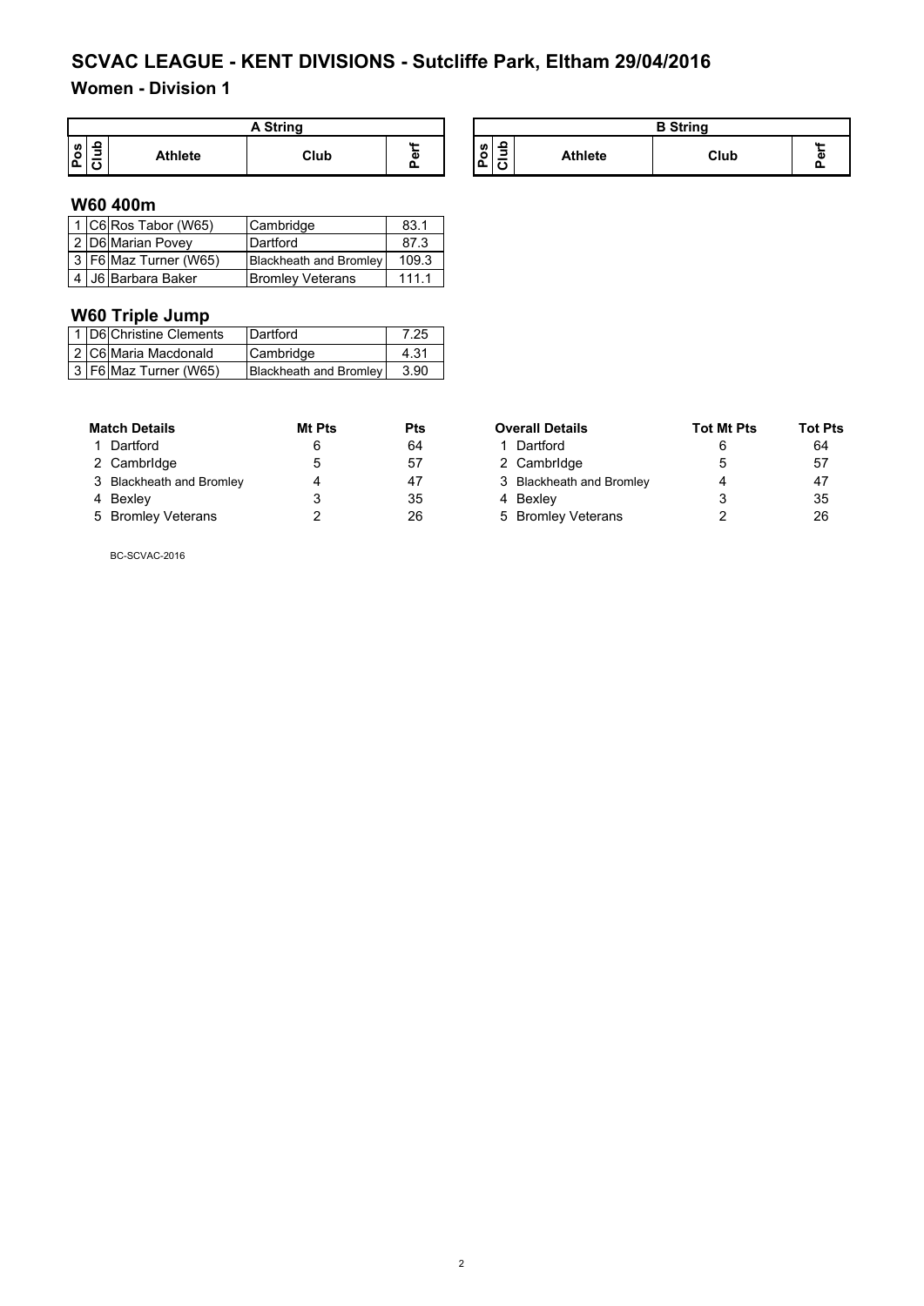# SCVAC LEAGUE - KENT DIVISIONS - Sutcliffe Park, Eltham 29/04/2016

## Women - Division 1

| A String | | | | |
|---|---|---|---|---|
| Pos | Club | Athlete | Club | Perf |

| B String | | | | |
|---|---|---|---|---|
| Pos | Club | Athlete | Club | Perf |

### W60 400m

| Pos | Club | Athlete | Club | Perf |
|---|---|---|---|---|
| 1 | C6 | Ros Tabor (W65) | Cambridge | 83.1 |
| 2 | D6 | Marian Povey | Dartford | 87.3 |
| 3 | F6 | Maz Turner (W65) | Blackheath and Bromley | 109.3 |
| 4 | J6 | Barbara Baker | Bromley Veterans | 111.1 |

### W60 Triple Jump

| Pos | Club | Athlete | Club | Perf |
|---|---|---|---|---|
| 1 | D6 | Christine Clements | Dartford | 7.25 |
| 2 | C6 | Maria Macdonald | Cambridge | 4.31 |
| 3 | F6 | Maz Turner (W65) | Blackheath and Bromley | 3.90 |

| | Match Details | Mt Pts | Pts |
|---|---|---|---|
| 1 | Dartford | 6 | 64 |
| 2 | CambrIdge | 5 | 57 |
| 3 | Blackheath and Bromley | 4 | 47 |
| 4 | Bexley | 3 | 35 |
| 5 | Bromley Veterans | 2 | 26 |

| | Overall Details | Tot Mt Pts | Tot Pts |
|---|---|---|---|
| 1 | Dartford | 6 | 64 |
| 2 | CambrIdge | 5 | 57 |
| 3 | Blackheath and Bromley | 4 | 47 |
| 4 | Bexley | 3 | 35 |
| 5 | Bromley Veterans | 2 | 26 |

BC-SCVAC-2016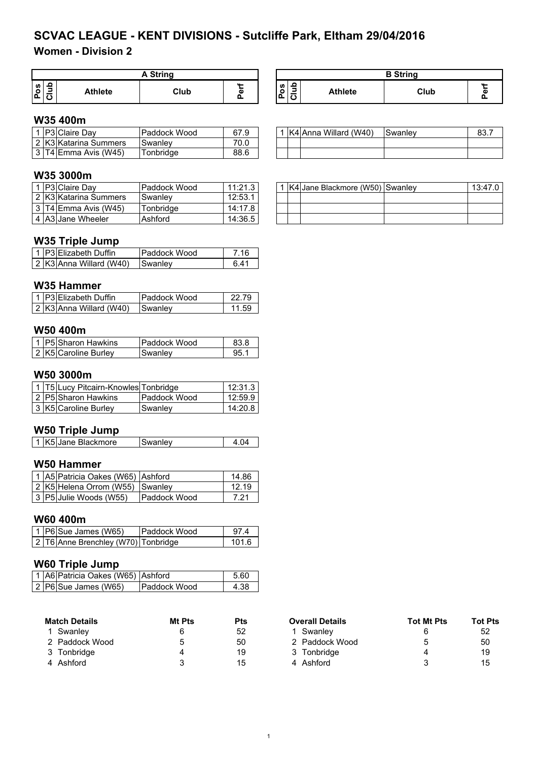# SCVAC LEAGUE - KENT DIVISIONS - Sutcliffe Park, Eltham 29/04/2016

## Women - Division 2

### W35 400m

| A String | | | | | B String | | | | |
|---|---|---|---|---|---|---|---|---|---|
| Pos | Club | Athlete | Club | Perf | Pos | Club | Athlete | Club | Perf |
| 1 | P3 | Claire Day | Paddock Wood | 67.9 | 1 | K4 | Anna Willard (W40) | Swanley | 83.7 |
| 2 | K3 | Katarina Summers | Swanley | 70.0 | | | | | |
| 3 | T4 | Emma Avis (W45) | Tonbridge | 88.6 | | | | | |

### W35 3000m

| Pos | Club | Athlete | Club | Perf | Pos | Club | Athlete | Club | Perf |
|---|---|---|---|---|---|---|---|---|---|
| 1 | P3 | Claire Day | Paddock Wood | 11:21.3 | 1 | K4 | Jane Blackmore (W50) | Swanley | 13:47.0 |
| 2 | K3 | Katarina Summers | Swanley | 12:53.1 | | | | | |
| 3 | T4 | Emma Avis (W45) | Tonbridge | 14:17.8 | | | | | |
| 4 | A3 | Jane Wheeler | Ashford | 14:36.5 | | | | | |

### W35 Triple Jump

| Pos | Club | Athlete | Club | Perf |
|---|---|---|---|---|
| 1 | P3 | Elizabeth Duffin | Paddock Wood | 7.16 |
| 2 | K3 | Anna Willard (W40) | Swanley | 6.41 |

### W35 Hammer

| Pos | Club | Athlete | Club | Perf |
|---|---|---|---|---|
| 1 | P3 | Elizabeth Duffin | Paddock Wood | 22.79 |
| 2 | K3 | Anna Willard (W40) | Swanley | 11.59 |

### W50 400m

| Pos | Club | Athlete | Club | Perf |
|---|---|---|---|---|
| 1 | P5 | Sharon Hawkins | Paddock Wood | 83.8 |
| 2 | K5 | Caroline Burley | Swanley | 95.1 |

### W50 3000m

| Pos | Club | Athlete | Club | Perf |
|---|---|---|---|---|
| 1 | T5 | Lucy Pitcairn-Knowles | Tonbridge | 12:31.3 |
| 2 | P5 | Sharon Hawkins | Paddock Wood | 12:59.9 |
| 3 | K5 | Caroline Burley | Swanley | 14:20.8 |

### W50 Triple Jump

| Pos | Club | Athlete | Club | Perf |
|---|---|---|---|---|
| 1 | K5 | Jane Blackmore | Swanley | 4.04 |

### W50 Hammer

| Pos | Club | Athlete | Club | Perf |
|---|---|---|---|---|
| 1 | A5 | Patricia Oakes (W65) | Ashford | 14.86 |
| 2 | K5 | Helena Orrom (W55) | Swanley | 12.19 |
| 3 | P5 | Julie Woods (W55) | Paddock Wood | 7.21 |

### W60 400m

| Pos | Club | Athlete | Club | Perf |
|---|---|---|---|---|
| 1 | P6 | Sue James (W65) | Paddock Wood | 97.4 |
| 2 | T6 | Anne Brenchley (W70) | Tonbridge | 101.6 |

### W60 Triple Jump

| Pos | Club | Athlete | Club | Perf |
|---|---|---|---|---|
| 1 | A6 | Patricia Oakes (W65) | Ashford | 5.60 |
| 2 | P6 | Sue James (W65) | Paddock Wood | 4.38 |

| Match Details | Mt Pts | Pts | Overall Details | Tot Mt Pts | Tot Pts |
|---|---|---|---|---|---|
| 1 Swanley | 6 | 52 | 1 Swanley | 6 | 52 |
| 2 Paddock Wood | 5 | 50 | 2 Paddock Wood | 5 | 50 |
| 3 Tonbridge | 4 | 19 | 3 Tonbridge | 4 | 19 |
| 4 Ashford | 3 | 15 | 4 Ashford | 3 | 15 |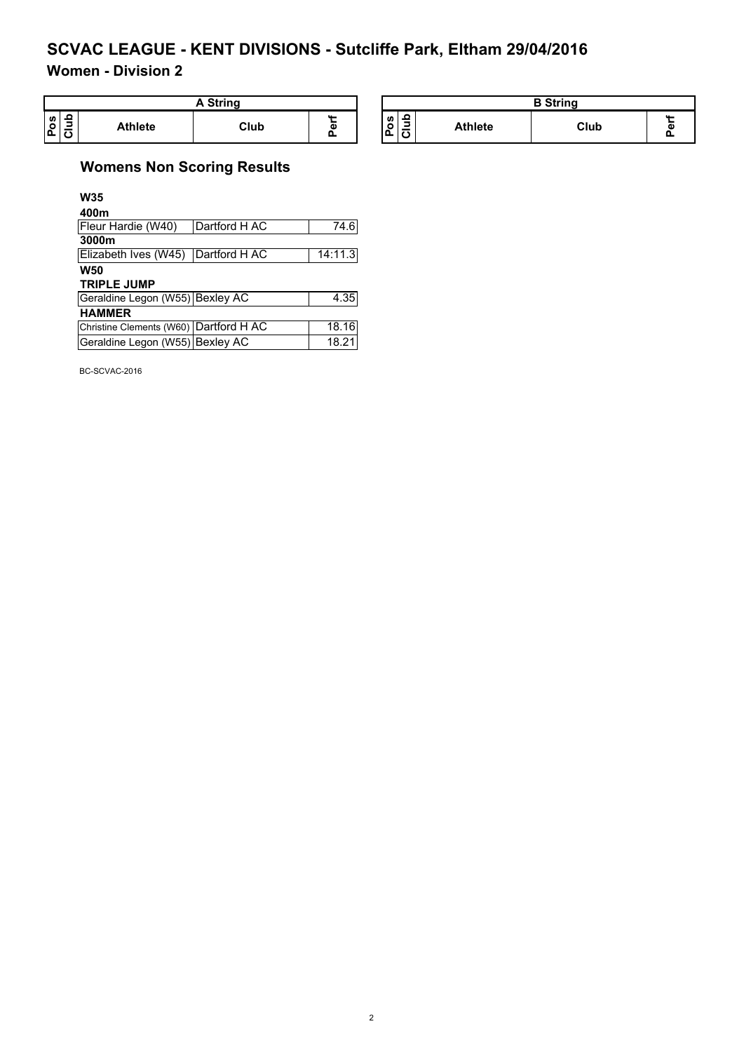# SCVAC LEAGUE - KENT DIVISIONS - Sutcliffe Park, Eltham 29/04/2016

## Women - Division 2

| A String | | | | |
|---|---|---|---|---|
| Pos | Club | Athlete | Club | Perf |

| B String | | | | |
|---|---|---|---|---|
| Pos | Club | Athlete | Club | Perf |

## Womens Non Scoring Results

**W35**

**400m**

| | | |
|---|---|---|
| Fleur Hardie (W40) | Dartford H AC | 74.6 |

**3000m**

| | | |
|---|---|---|
| Elizabeth Ives (W45) | Dartford H AC | 14:11.3 |

**W50**

**TRIPLE JUMP**

| | | |
|---|---|---|
| Geraldine Legon (W55) | Bexley AC | 4.35 |

**HAMMER**

| | | |
|---|---|---|
| Christine Clements (W60) | Dartford H AC | 18.16 |
| Geraldine Legon (W55) | Bexley AC | 18.21 |

BC-SCVAC-2016